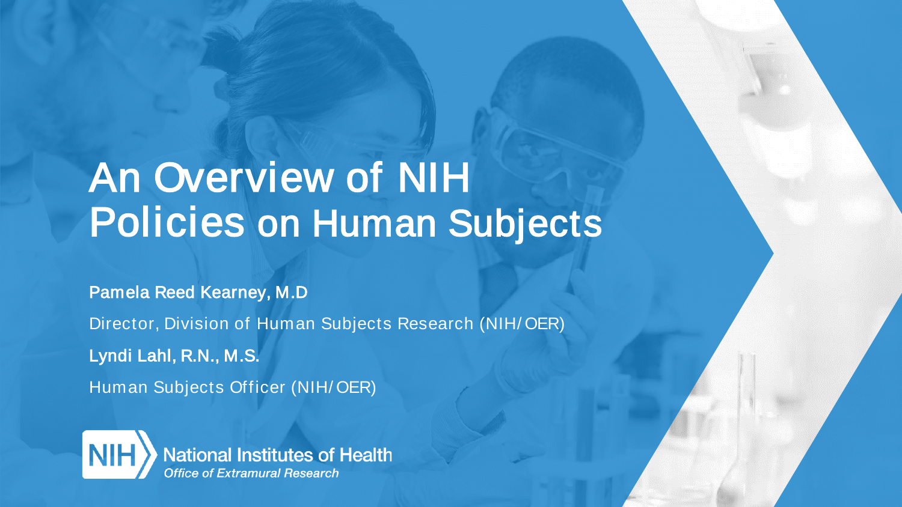# An Overview of NIH Policies on Human Subjects

**Pamela Reed Kearney, M.D**

Director, Division of Human Subjects Research (NIH/OER)

**Lyndi Lahl, R.N., M.S.**

Human Subjects Officer (NIH/OER)

NIH National Institutes of Health

*Office of Extramural Research*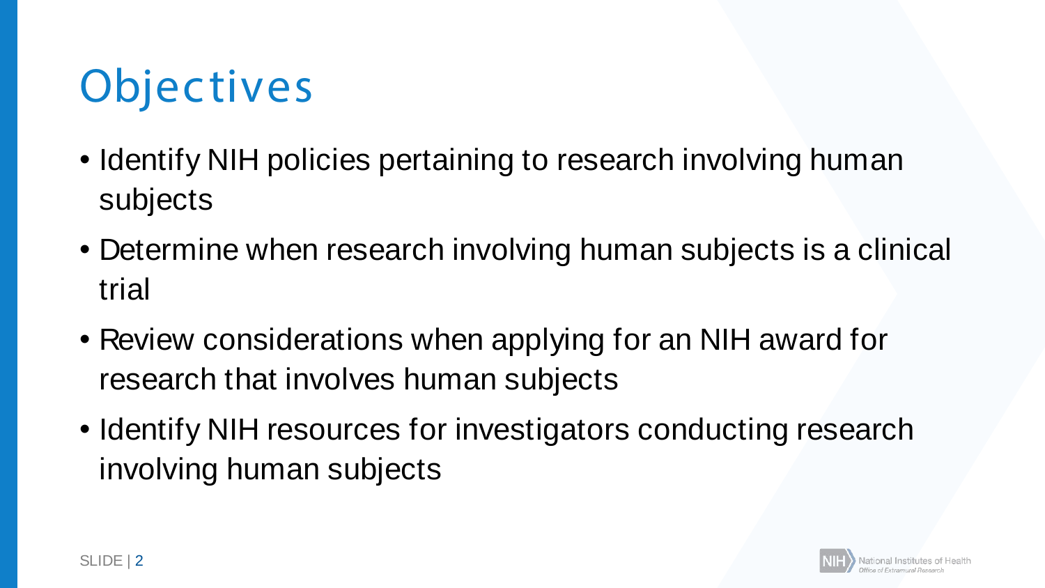# Objectives

- Identify NIH policies pertaining to research involving human subjects
- Determine when research involving human subjects is a clinical trial
- Review considerations when applying for an NIH award for research that involves human subjects
- Identify NIH resources for investigators conducting research involving human subjects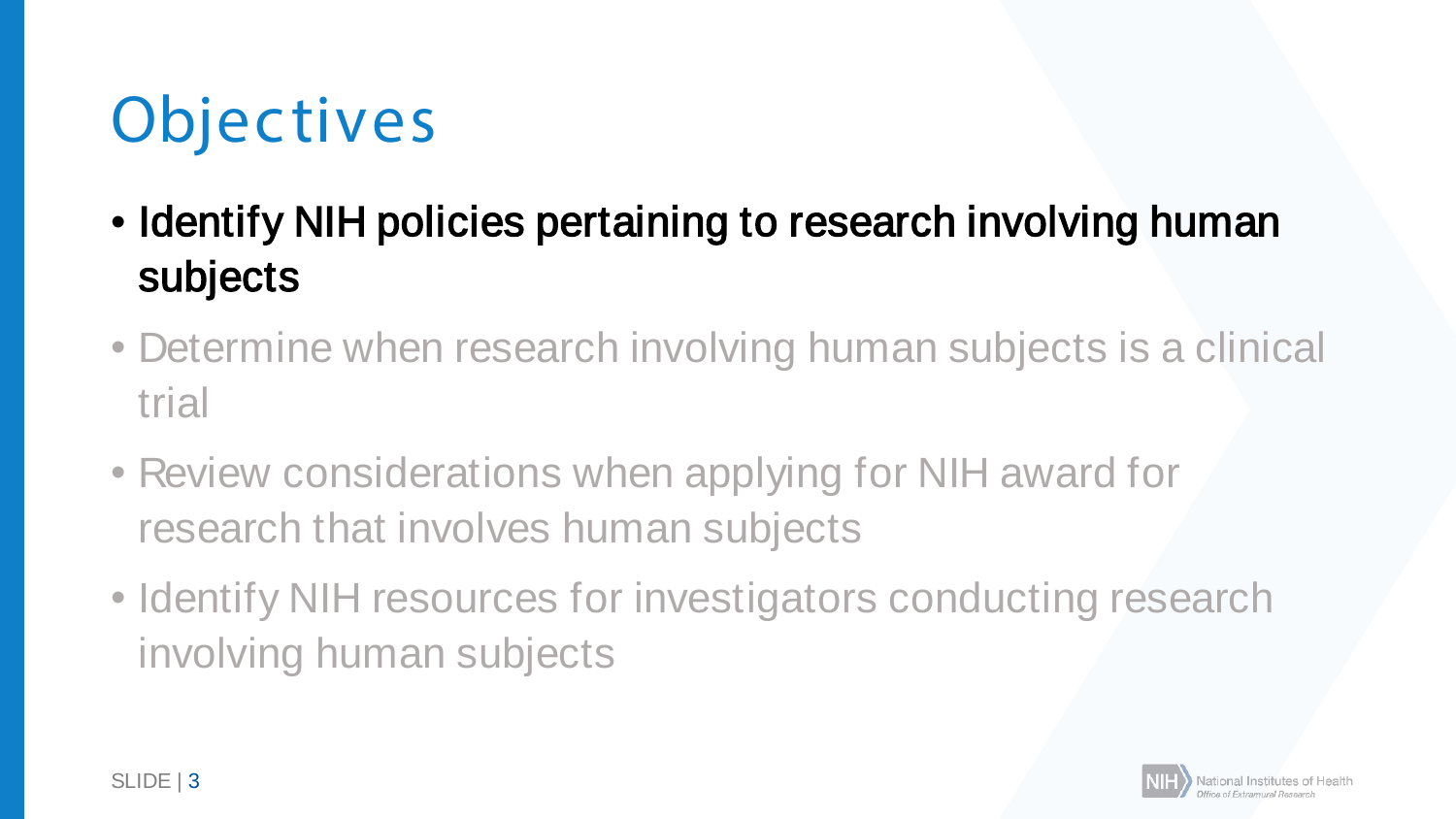# Objectives

- **Identify NIH policies pertaining to research involving human subjects**
- Determine when research involving human subjects is a clinical trial
- Review considerations when applying for NIH award for research that involves human subjects
- Identify NIH resources for investigators conducting research involving human subjects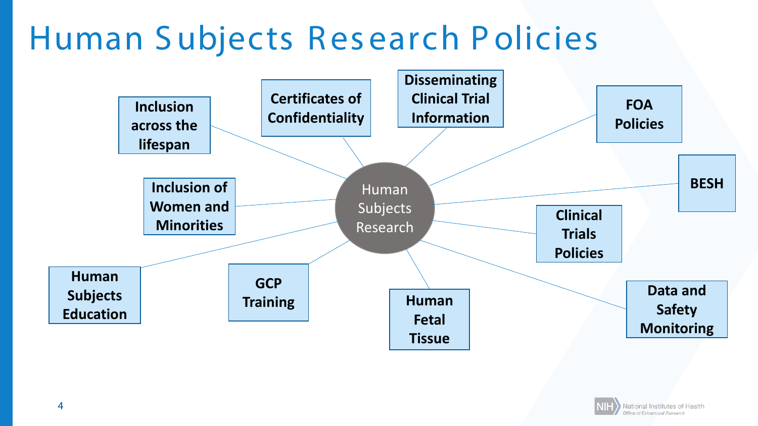# Human Subjects Research Policies

**Human Subjects Research**

- **Inclusion across the lifespan**
- **Certificates of Confidentiality**
- **Disseminating Clinical Trial Information**
- **FOA Policies**
- **BESH**
- **Inclusion of Women and Minorities**
- **Clinical Trials Policies**
- **Human Subjects Education**
- **GCP Training**
- **Human Fetal Tissue**
- **Data and Safety Monitoring**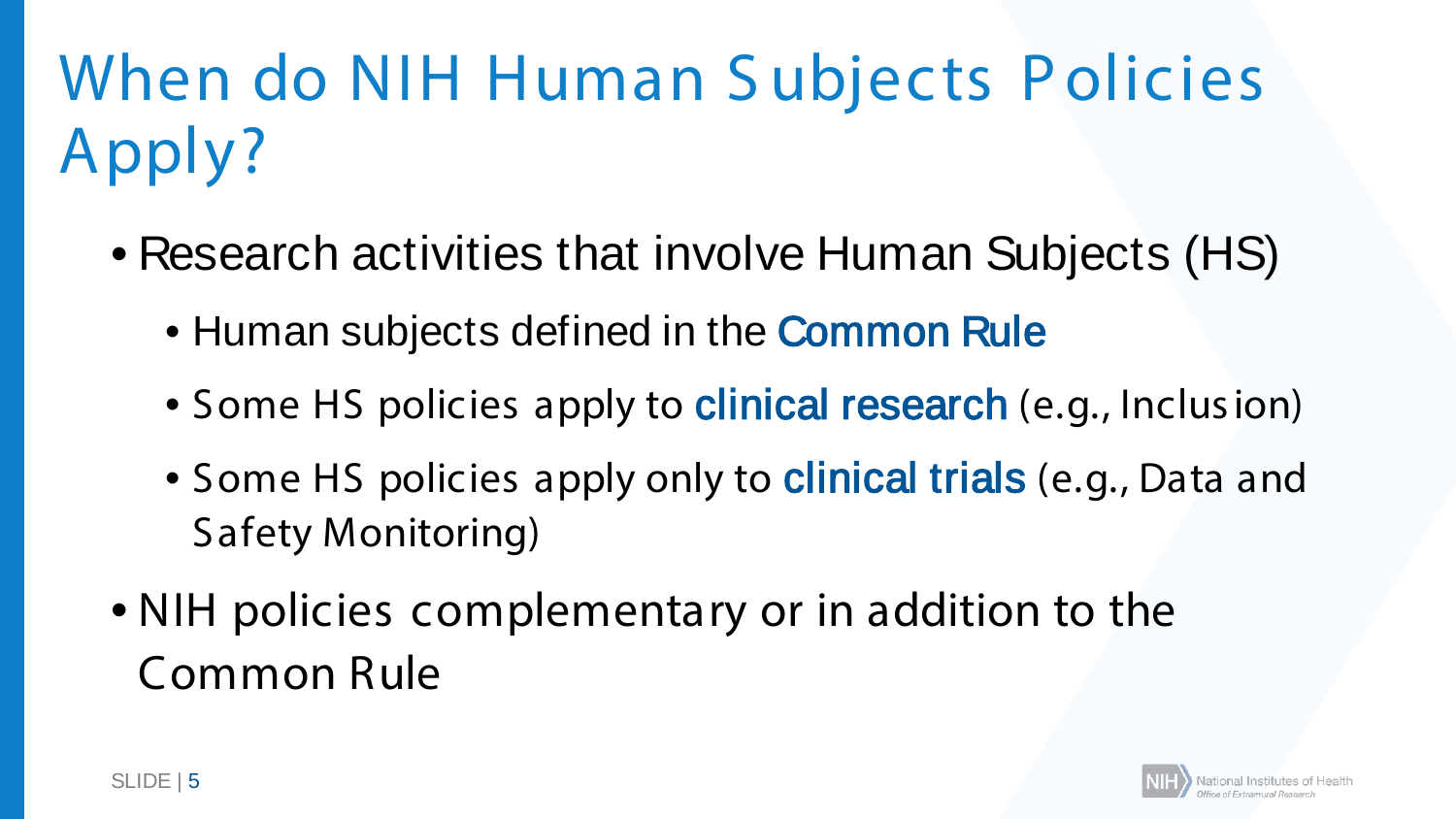# When do NIH Human Subjects Policies Apply?

- Research activities that involve Human Subjects (HS)
  - Human subjects defined in the Common Rule
  - Some HS policies apply to clinical research (e.g., Inclusion)
  - Some HS policies apply only to clinical trials (e.g., Data and Safety Monitoring)
- NIH policies complementary or in addition to the Common Rule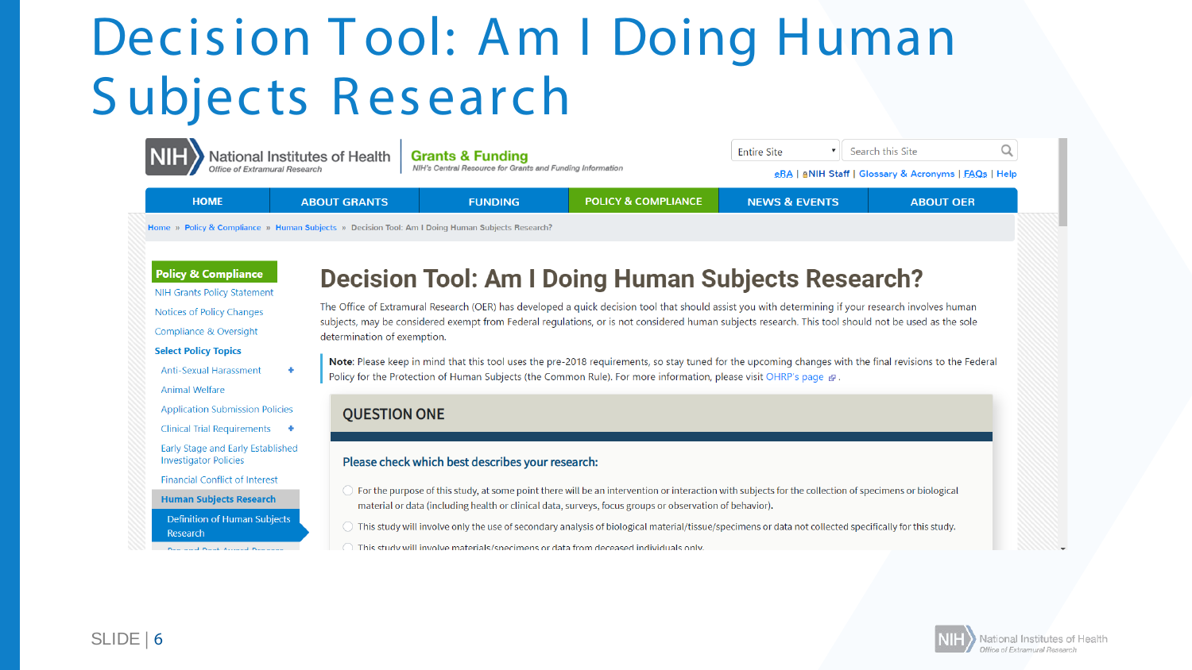# Decision Tool: Am I Doing Human Subjects Research

NIH National Institutes of Health — Office of Extramural Research | Grants & Funding — NIH's Central Resource for Grants and Funding Information

Entire Site | Search this Site

eRA | NIH Staff | Glossary & Acronyms | FAQs | Help

HOME | ABOUT GRANTS | FUNDING | POLICY & COMPLIANCE | NEWS & EVENTS | ABOUT OER

Home » Policy & Compliance » Human Subjects » Decision Tool: Am I Doing Human Subjects Research?

**Policy & Compliance**

- NIH Grants Policy Statement
- Notices of Policy Changes
- Compliance & Oversight
- **Select Policy Topics**
  - Anti-Sexual Harassment +
  - Animal Welfare
  - Application Submission Policies
  - Clinical Trial Requirements +
  - Early Stage and Early Established Investigator Policies
  - Financial Conflict of Interest
  - **Human Subjects Research**
    - Definition of Human Subjects Research

## Decision Tool: Am I Doing Human Subjects Research?

The Office of Extramural Research (OER) has developed a quick decision tool that should assist you with determining if your research involves human subjects, may be considered exempt from Federal regulations, or is not considered human subjects research. This tool should not be used as the sole determination of exemption.

> **Note**: Please keep in mind that this tool uses the pre-2018 requirements, so stay tuned for the upcoming changes with the final revisions to the Federal Policy for the Protection of Human Subjects (the Common Rule). For more information, please visit OHRP's page.

### QUESTION ONE

**Please check which best describes your research:**

- ○ For the purpose of this study, at some point there will be an intervention or interaction with subjects for the collection of specimens or biological material or data (including health or clinical data, surveys, focus groups or observation of behavior).
- ○ This study will involve only the use of secondary analysis of biological material/tissue/specimens or data not collected specifically for this study.
- ○ This study will involve materials/specimens or data from deceased individuals only.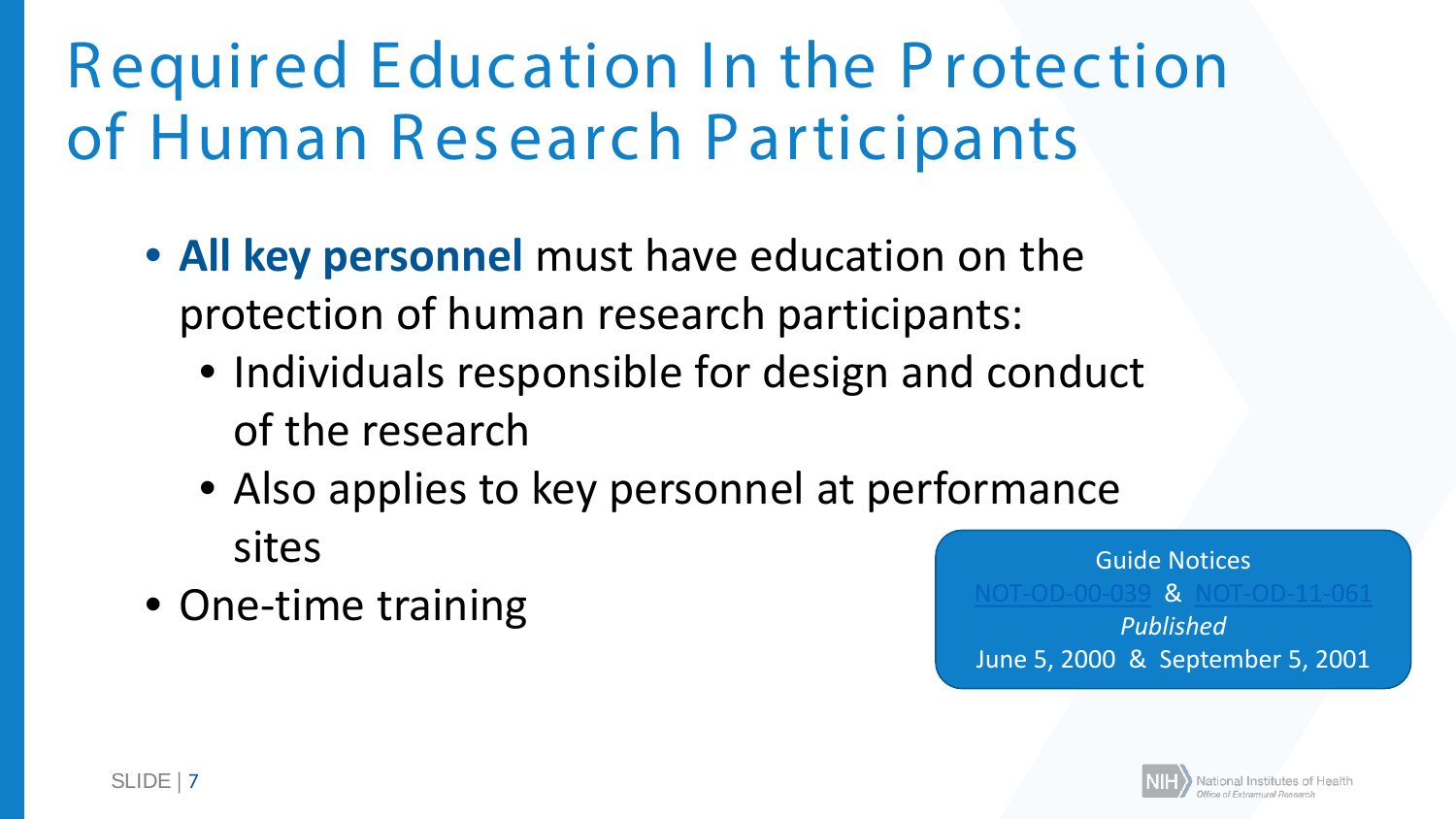# Required Education In the Protection of Human Research Participants

- **All key personnel** must have education on the protection of human research participants:
  - Individuals responsible for design and conduct of the research
  - Also applies to key personnel at performance sites
- One-time training

Guide Notices
NOT-OD-00-039 & NOT-OD-11-061
*Published*
June 5, 2000 & September 5, 2001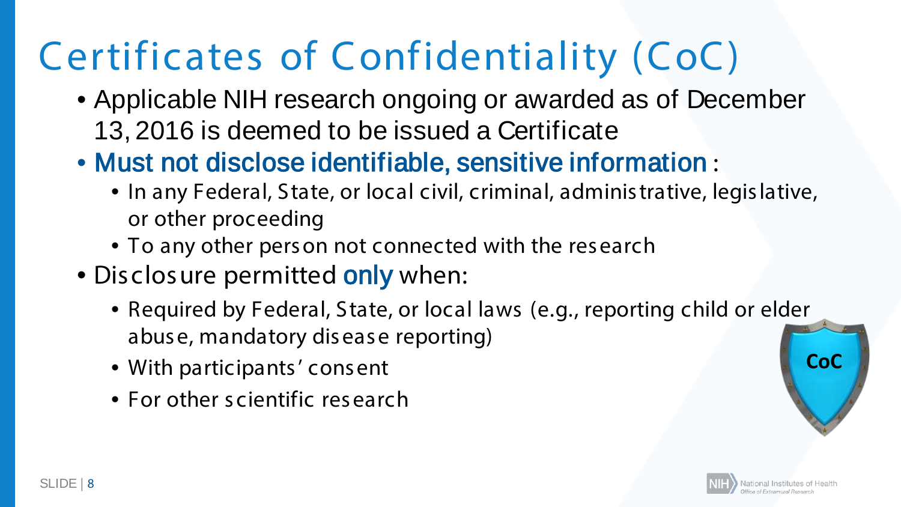# Certificates of Confidentiality (CoC)

- Applicable NIH research ongoing or awarded as of December 13, 2016 is deemed to be issued a Certificate
- **Must not disclose identifiable, sensitive information**:
  - In any Federal, State, or local civil, criminal, administrative, legislative, or other proceeding
  - To any other person not connected with the research
- Disclosure permitted **only** when:
  - Required by Federal, State, or local laws (e.g., reporting child or elder abuse, mandatory disease reporting)
  - With participants' consent
  - For other scientific research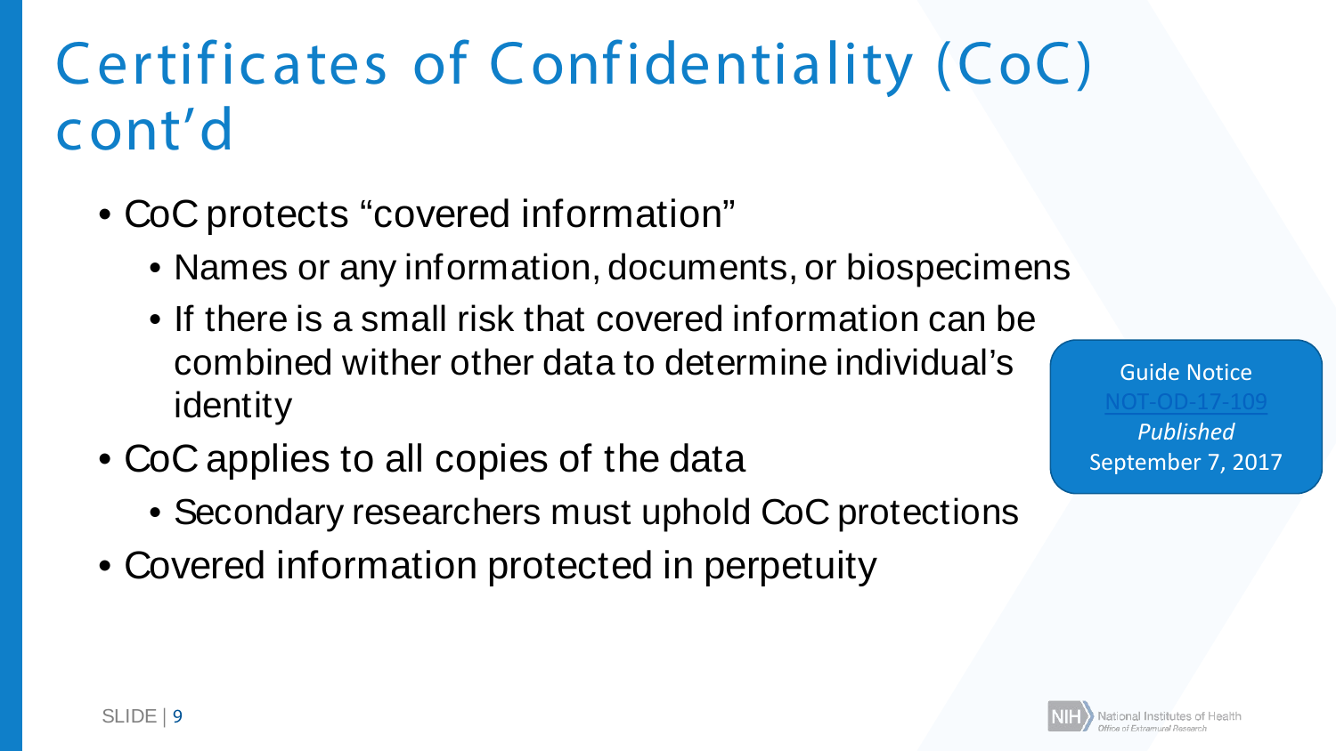# Certificates of Confidentiality (CoC) cont'd

- CoC protects "covered information"
  - Names or any information, documents, or biospecimens
  - If there is a small risk that covered information can be combined wither other data to determine individual's identity
- CoC applies to all copies of the data
  - Secondary researchers must uphold CoC protections
- Covered information protected in perpetuity

Guide Notice
NOT-OD-17-109
*Published*
September 7, 2017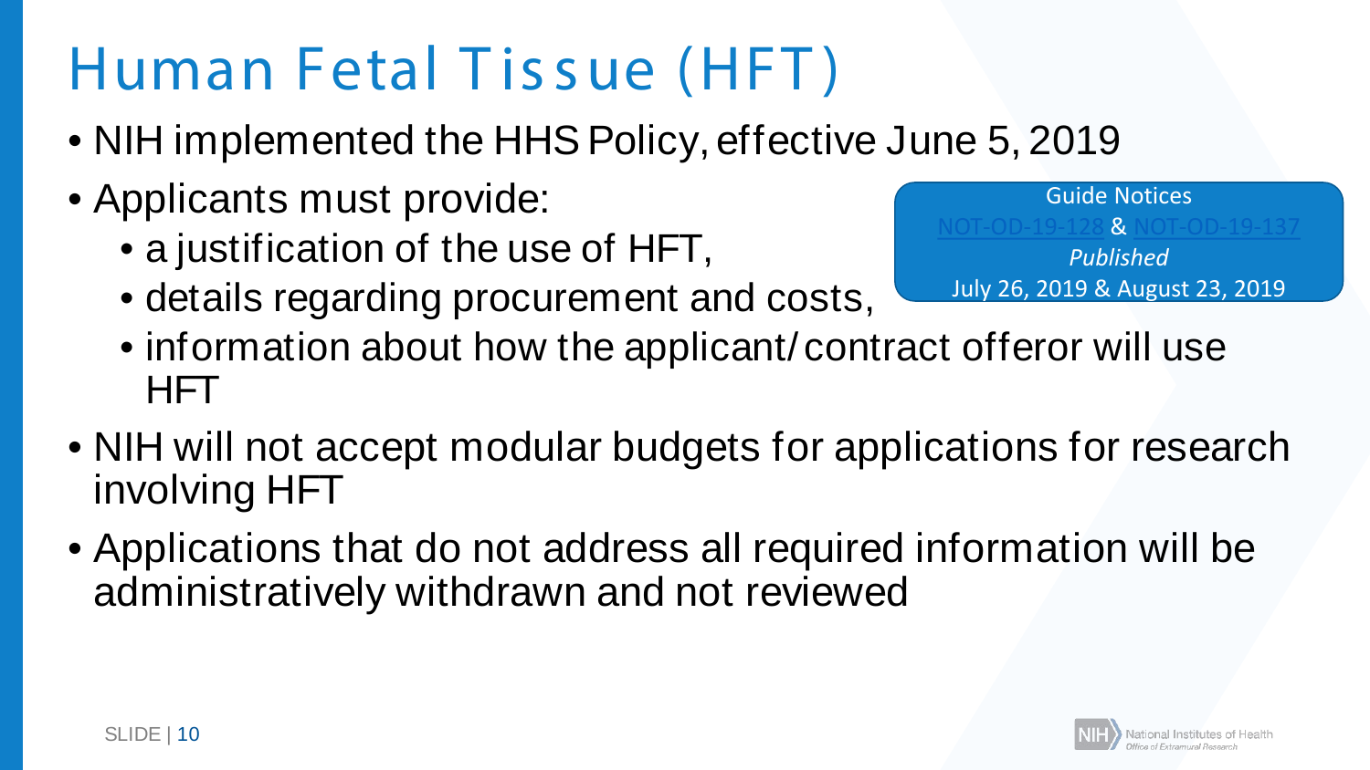# Human Fetal Tissue (HFT)

- NIH implemented the HHS Policy, effective June 5, 2019
- Applicants must provide:
  - a justification of the use of HFT,
  - details regarding procurement and costs,
  - information about how the applicant/contract offeror will use HFT
- NIH will not accept modular budgets for applications for research involving HFT
- Applications that do not address all required information will be administratively withdrawn and not reviewed

Guide Notices
NOT-OD-19-128 & NOT-OD-19-137
*Published*
July 26, 2019 & August 23, 2019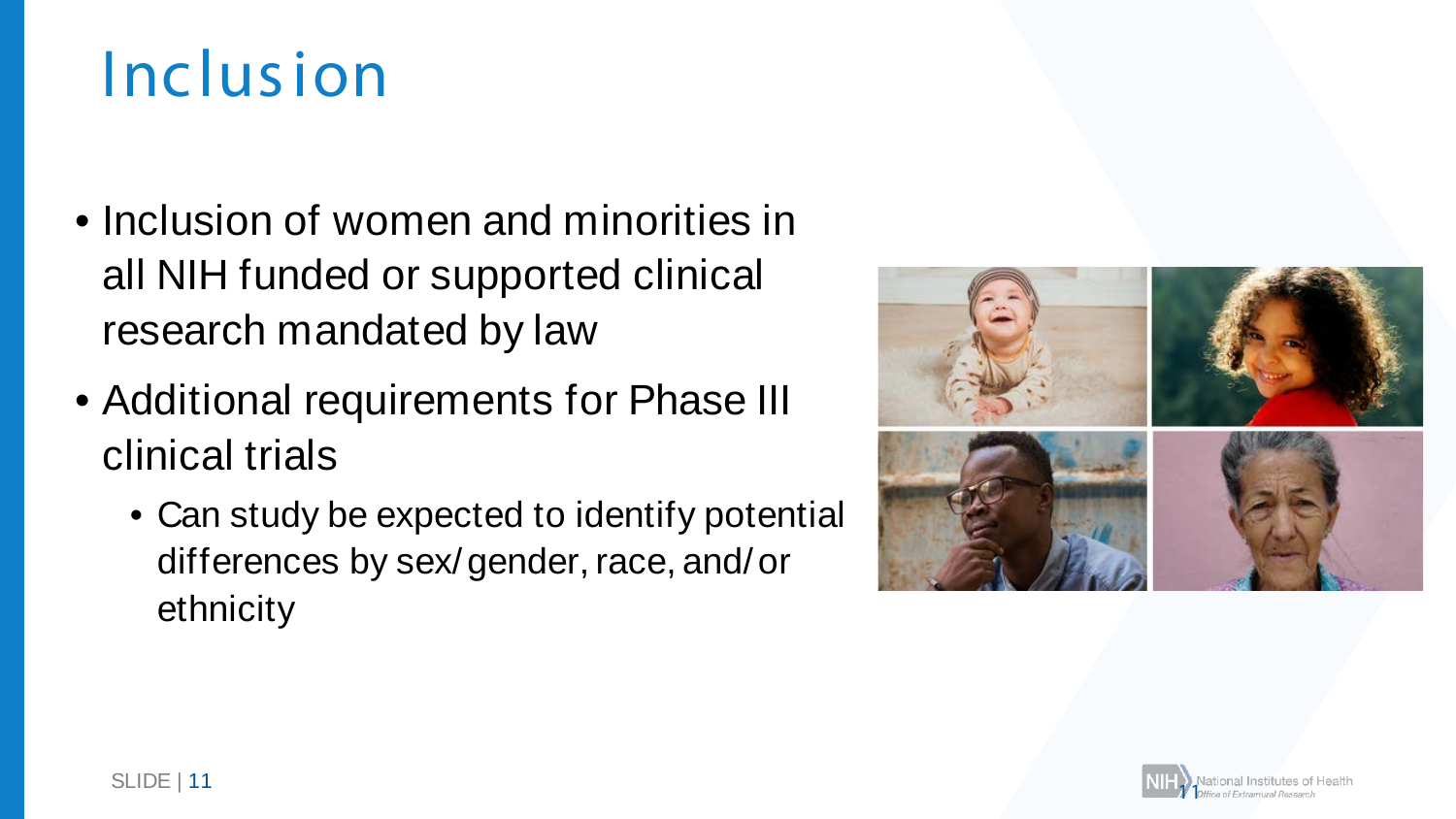# Inclusion

- Inclusion of women and minorities in all NIH funded or supported clinical research mandated by law
- Additional requirements for Phase III clinical trials
  - Can study be expected to identify potential differences by sex/gender, race, and/or ethnicity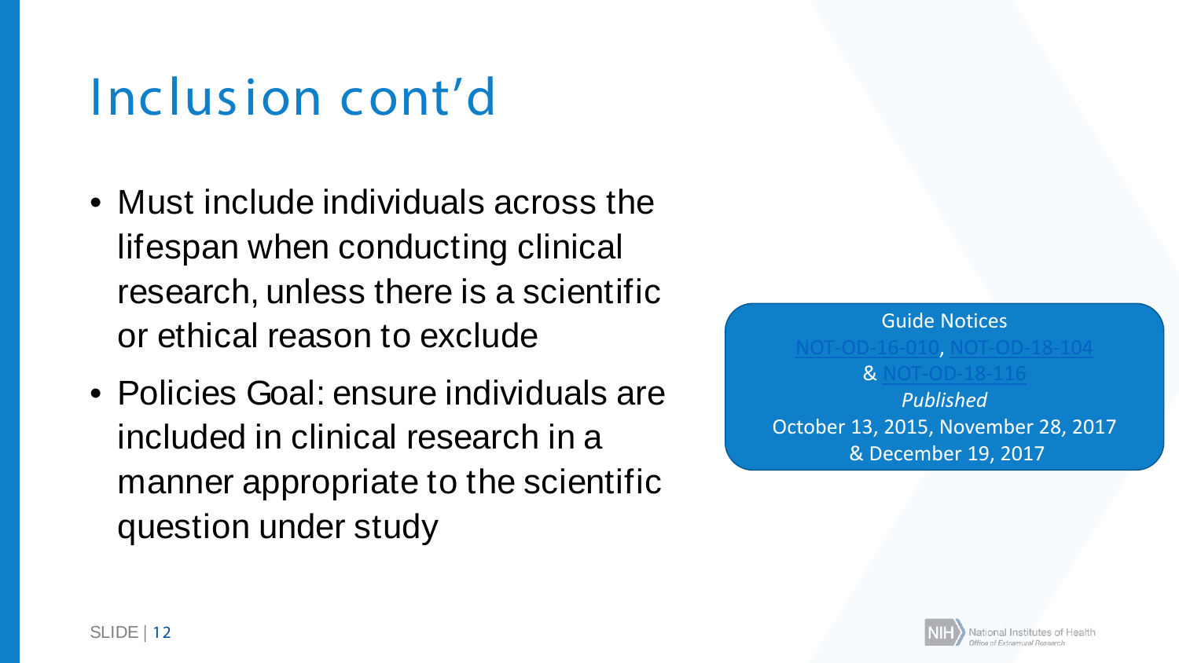# Inclusion cont'd

- Must include individuals across the lifespan when conducting clinical research, unless there is a scientific or ethical reason to exclude
- Policies Goal: ensure individuals are included in clinical research in a manner appropriate to the scientific question under study

Guide Notices
NOT-OD-16-010, NOT-OD-18-104
& NOT-OD-18-116
*Published*
October 13, 2015, November 28, 2017
& December 19, 2017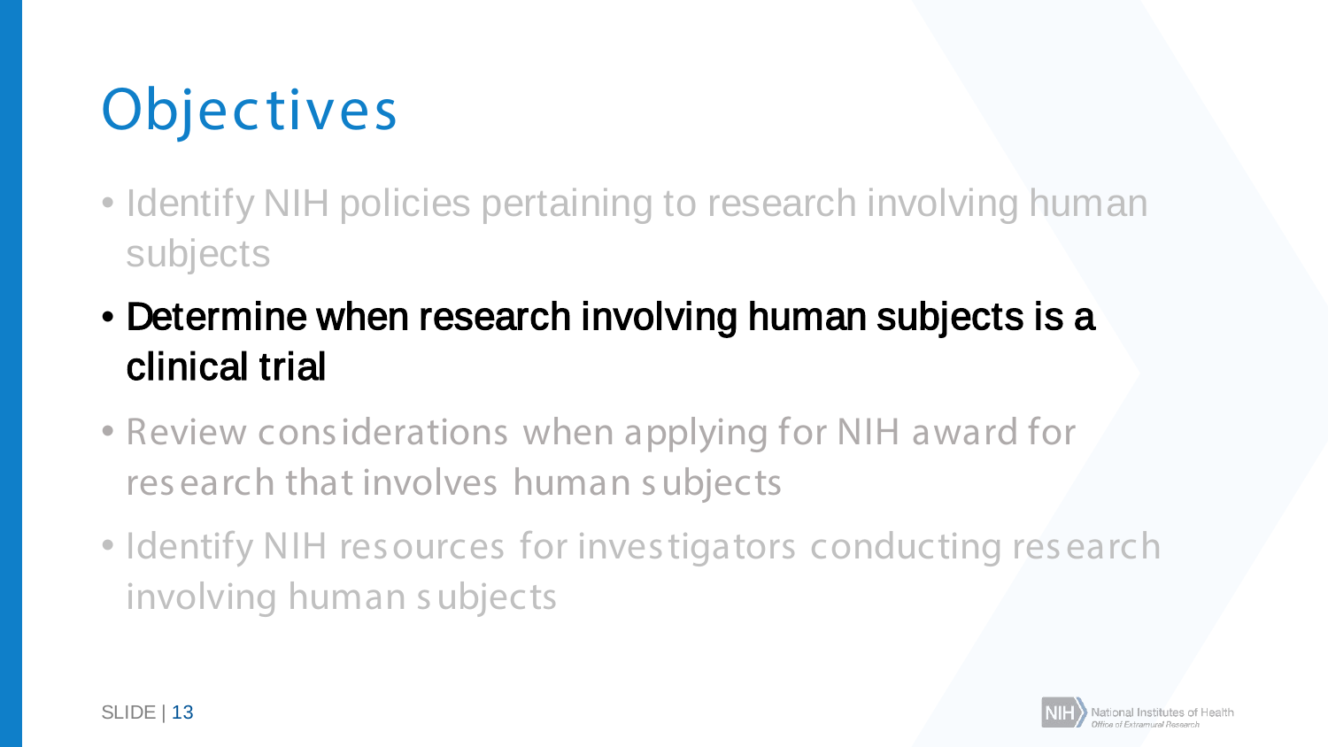# Objectives

- Identify NIH policies pertaining to research involving human subjects
- **Determine when research involving human subjects is a clinical trial**
- Review considerations when applying for NIH award for research that involves human subjects
- Identify NIH resources for investigators conducting research involving human subjects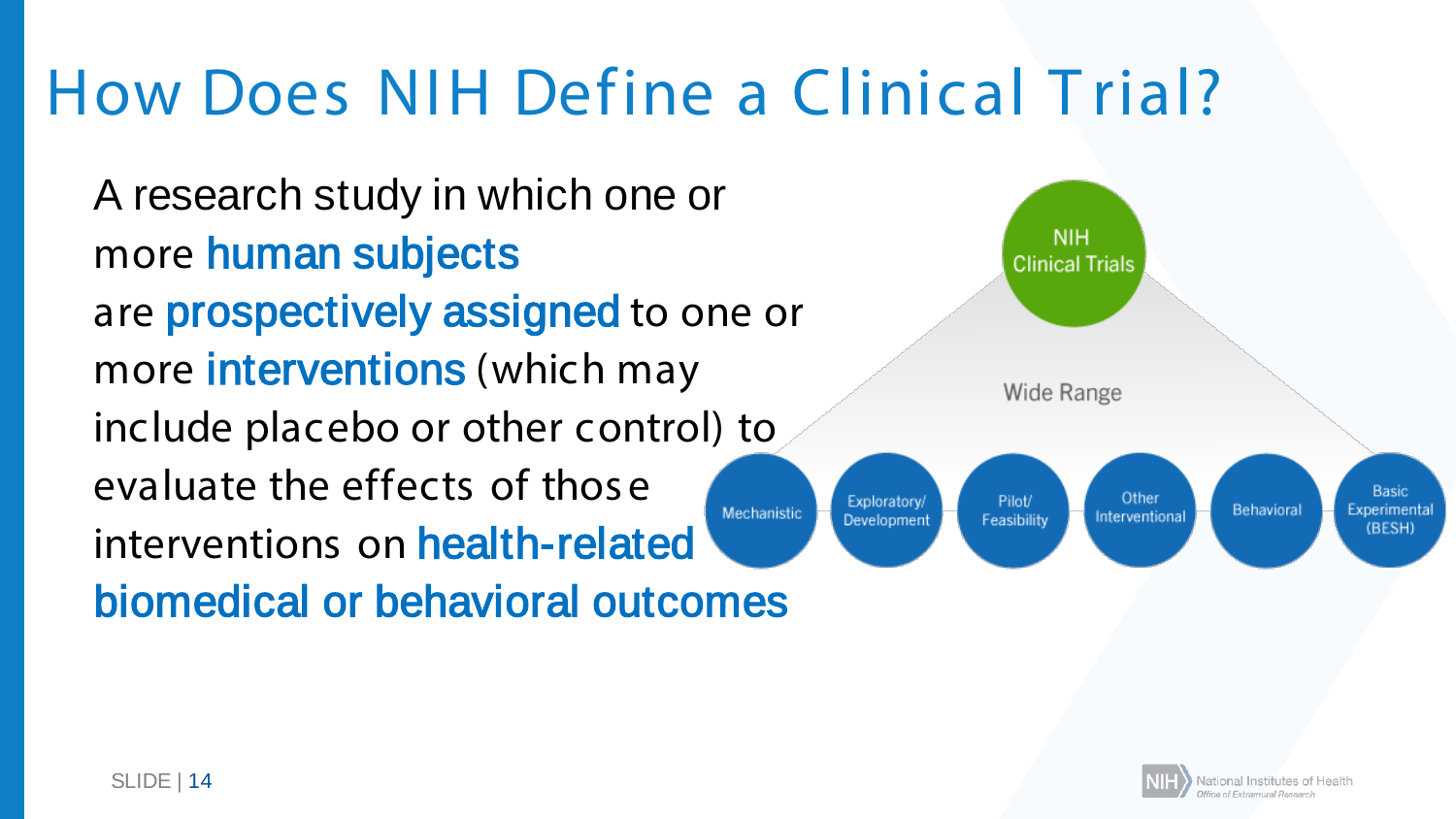# How Does NIH Define a Clinical Trial?

A research study in which one or more **human subjects** are **prospectively assigned** to one or more **interventions** (which may include placebo or other control) to evaluate the effects of those interventions on **health-related biomedical or behavioral outcomes**

NIH Clinical Trials

Wide Range

Mechanistic | Exploratory/ Development | Pilot/ Feasibility | Other Interventional | Behavioral | Basic Experimental (BESH)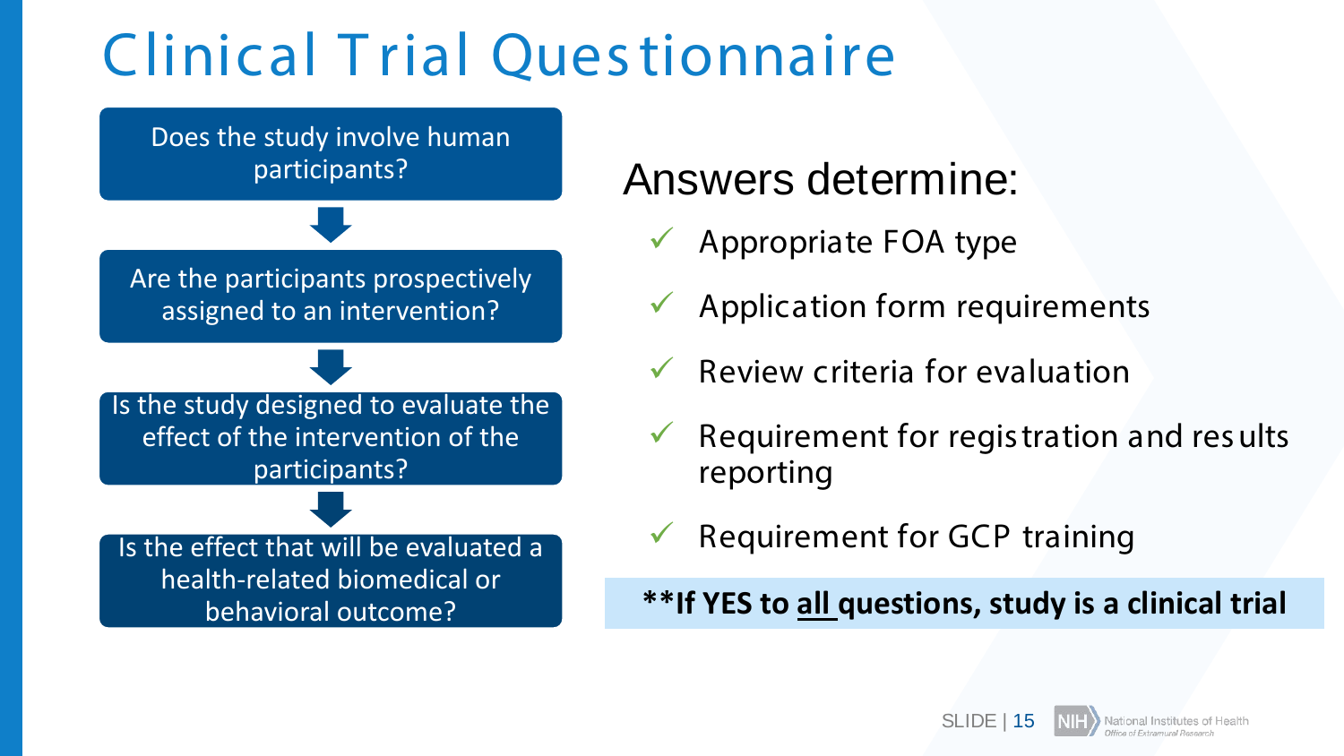# Clinical Trial Questionnaire

Does the study involve human participants?

↓

Are the participants prospectively assigned to an intervention?

↓

Is the study designed to evaluate the effect of the intervention of the participants?

↓

Is the effect that will be evaluated a health-related biomedical or behavioral outcome?

## Answers determine:

- ✓ Appropriate FOA type
- ✓ Application form requirements
- ✓ Review criteria for evaluation
- ✓ Requirement for registration and results reporting
- ✓ Requirement for GCP training

****If YES to all questions, study is a clinical trial**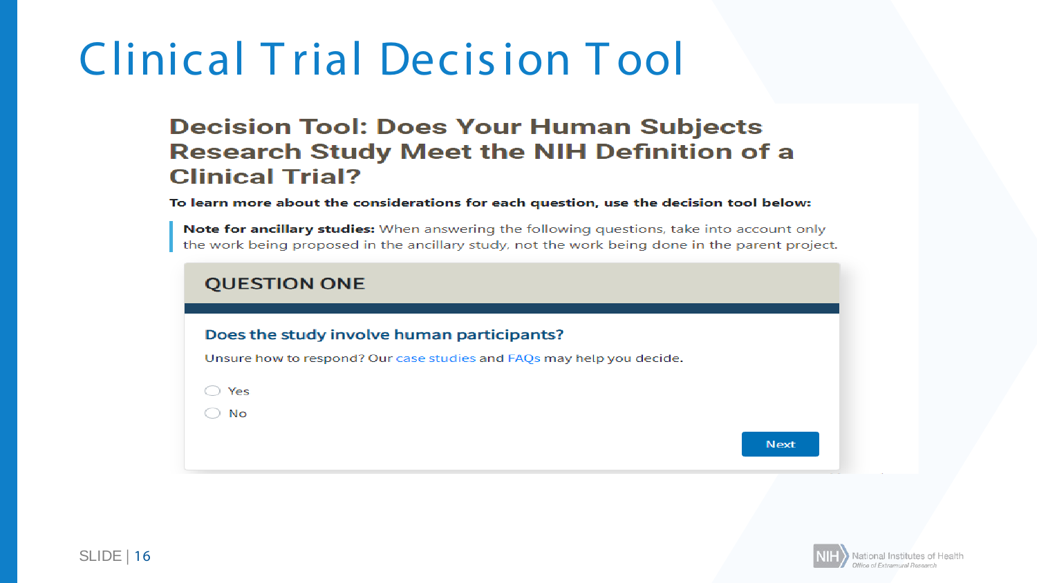# Clinical Trial Decision Tool

## Decision Tool: Does Your Human Subjects Research Study Meet the NIH Definition of a Clinical Trial?

**To learn more about the considerations for each question, use the decision tool below:**

> **Note for ancillary studies:** When answering the following questions, take into account only the work being proposed in the ancillary study, not the work being done in the parent project.

### QUESTION ONE

**Does the study involve human participants?**

Unsure how to respond? Our case studies and FAQs may help you decide.

- Yes
- No

Next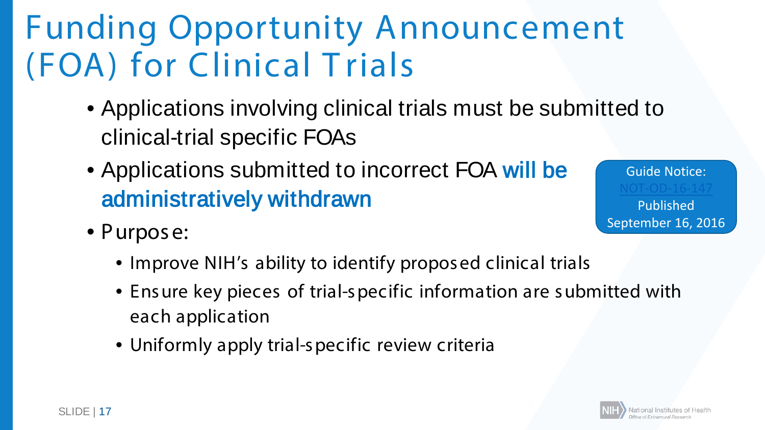# Funding Opportunity Announcement (FOA) for Clinical Trials

- Applications involving clinical trials must be submitted to clinical-trial specific FOAs
- Applications submitted to incorrect FOA **will be administratively withdrawn**
- Purpose:
  - Improve NIH's ability to identify proposed clinical trials
  - Ensure key pieces of trial-specific information are submitted with each application
  - Uniformly apply trial-specific review criteria

Guide Notice: NOT-OD-16-147 Published September 16, 2016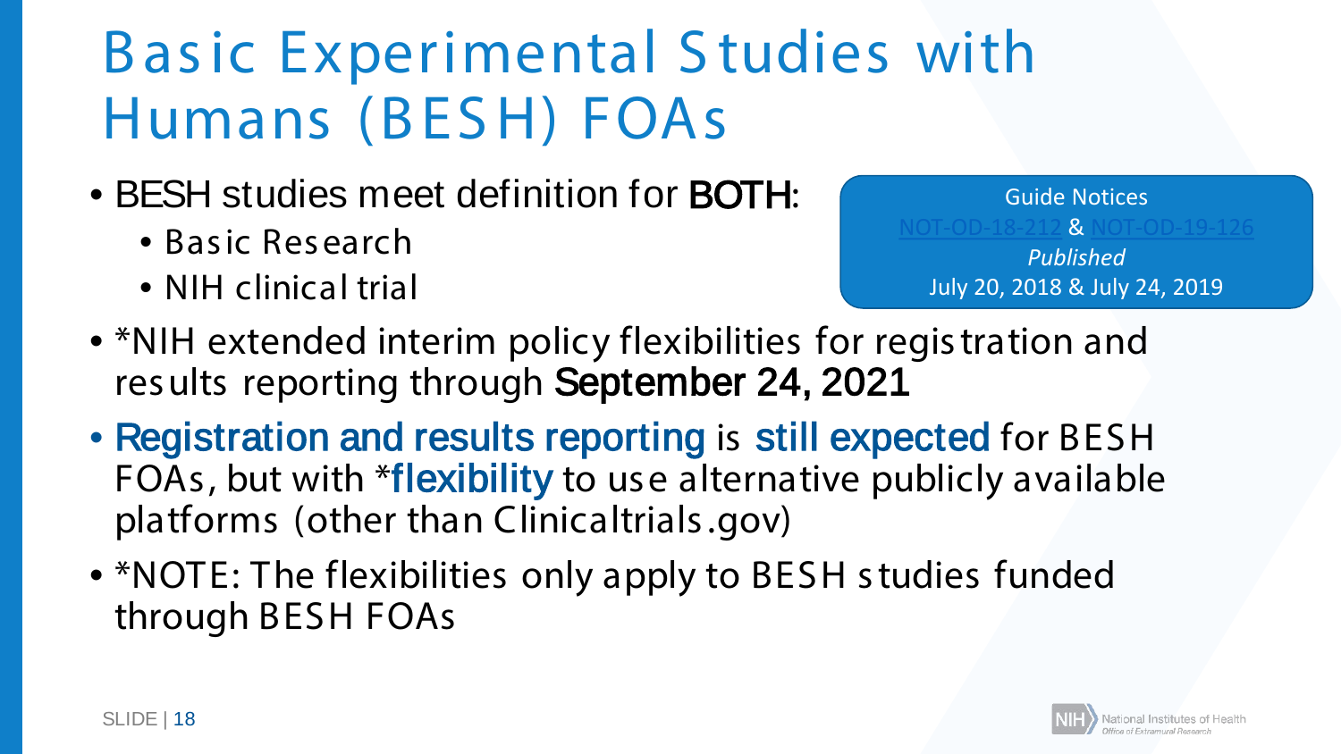# Basic Experimental Studies with Humans (BESH) FOAs

- BESH studies meet definition for **BOTH**:
  - Basic Research
  - NIH clinical trial

Guide Notices
NOT-OD-18-212 & NOT-OD-19-126
*Published*
July 20, 2018 & July 24, 2019

- *NIH extended interim policy flexibilities for registration and results reporting through **September 24, 2021**
- **Registration and results reporting** is **still expected** for BESH FOAs, but with ***flexibility** to use alternative publicly available platforms (other than Clinicaltrials.gov)
- *NOTE: The flexibilities only apply to BESH studies funded through BESH FOAs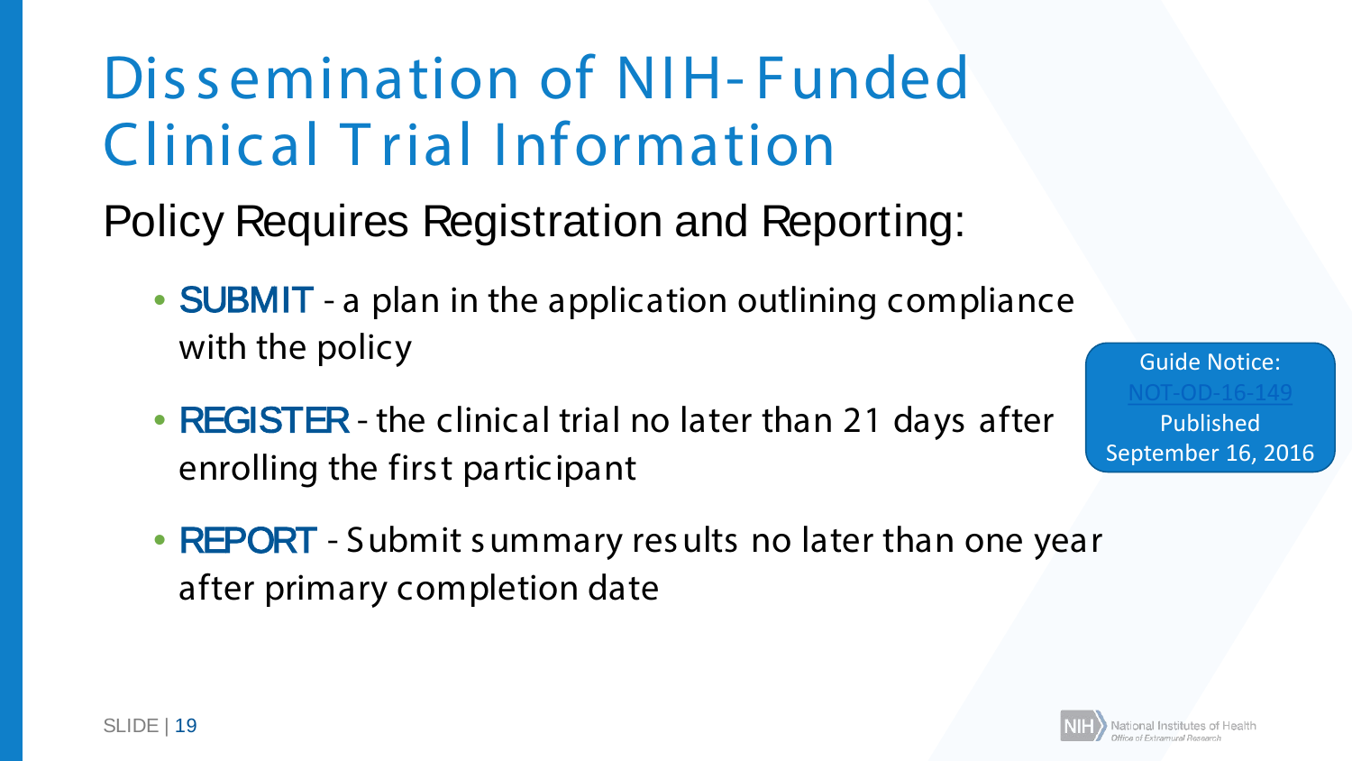# Dissemination of NIH-Funded Clinical Trial Information

Policy Requires Registration and Reporting:

- **SUBMIT** - a plan in the application outlining compliance with the policy
- **REGISTER** - the clinical trial no later than 21 days after enrolling the first participant
- **REPORT** - Submit summary results no later than one year after primary completion date

Guide Notice: NOT-OD-16-149 Published September 16, 2016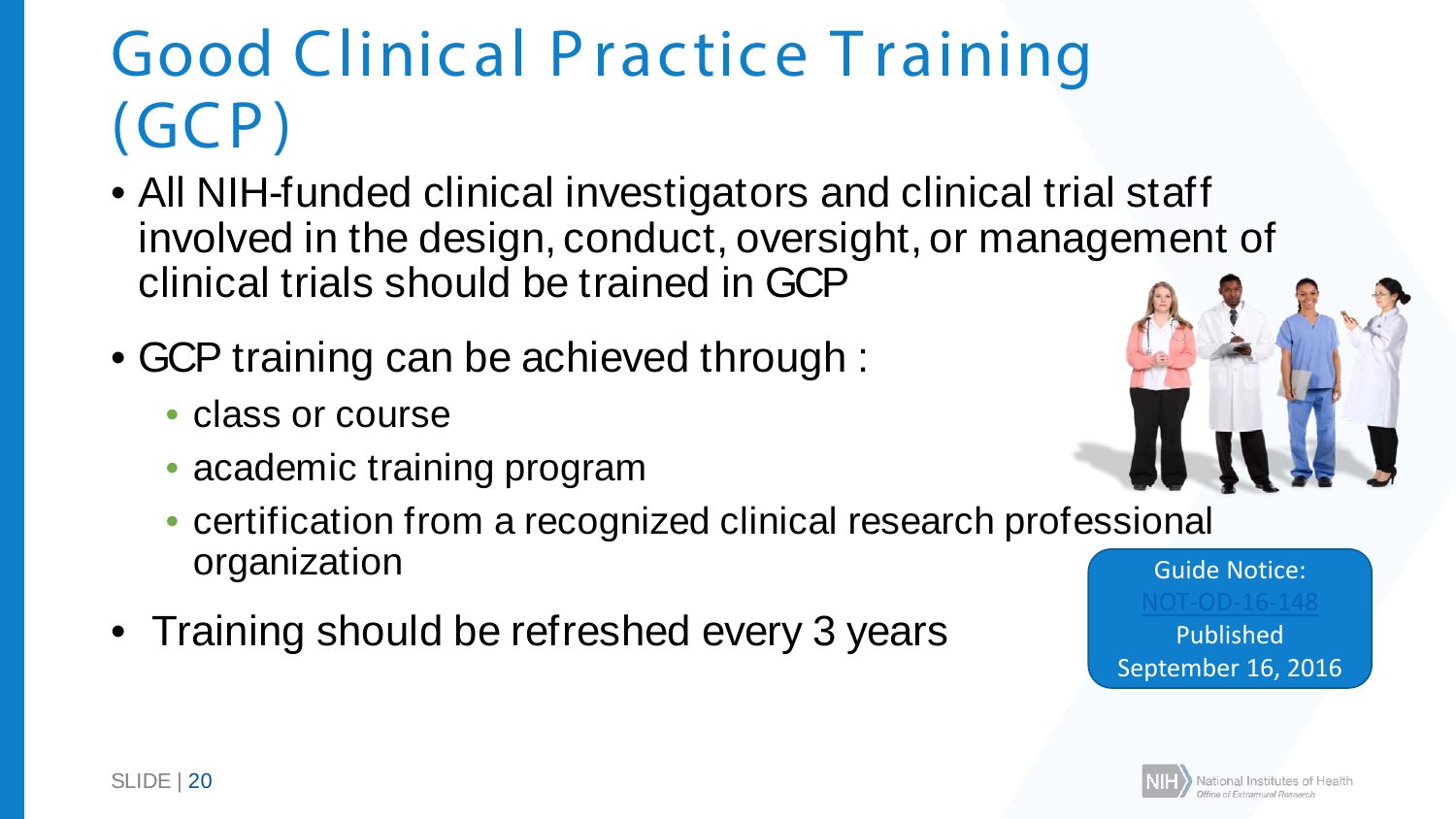# Good Clinical Practice Training (GCP)

- All NIH-funded clinical investigators and clinical trial staff involved in the design, conduct, oversight, or management of clinical trials should be trained in GCP
- GCP training can be achieved through :
  - class or course
  - academic training program
  - certification from a recognized clinical research professional organization
- Training should be refreshed every 3 years

Guide Notice: NOT-OD-16-148 Published September 16, 2016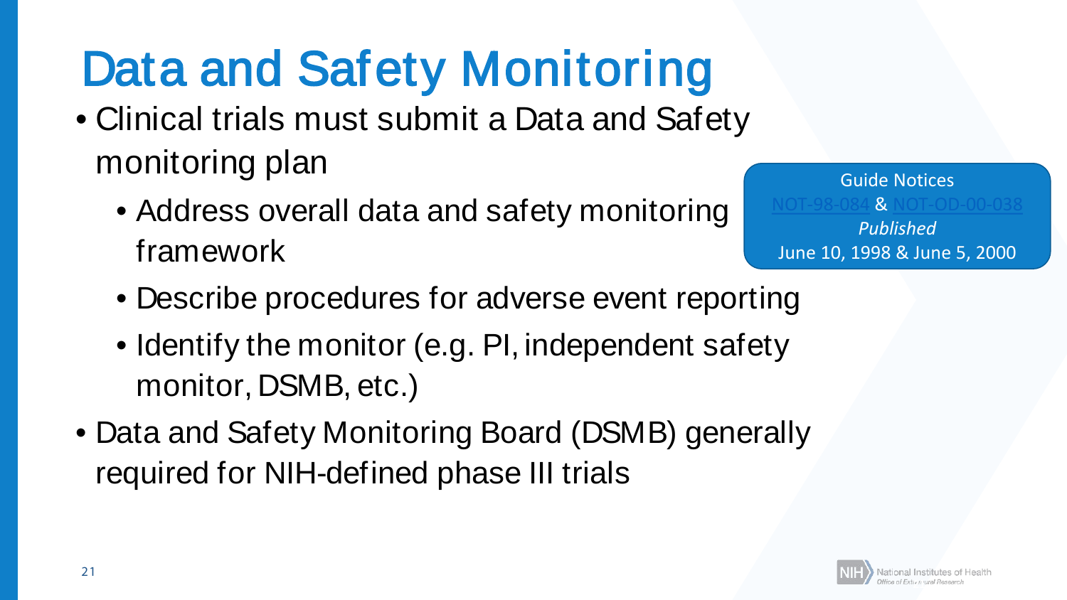# Data and Safety Monitoring

- Clinical trials must submit a Data and Safety monitoring plan
  - Address overall data and safety monitoring framework
  - Describe procedures for adverse event reporting
  - Identify the monitor (e.g. PI, independent safety monitor, DSMB, etc.)
- Data and Safety Monitoring Board (DSMB) generally required for NIH-defined phase III trials

Guide Notices
NOT-98-084 & NOT-OD-00-038
*Published*
June 10, 1998 & June 5, 2000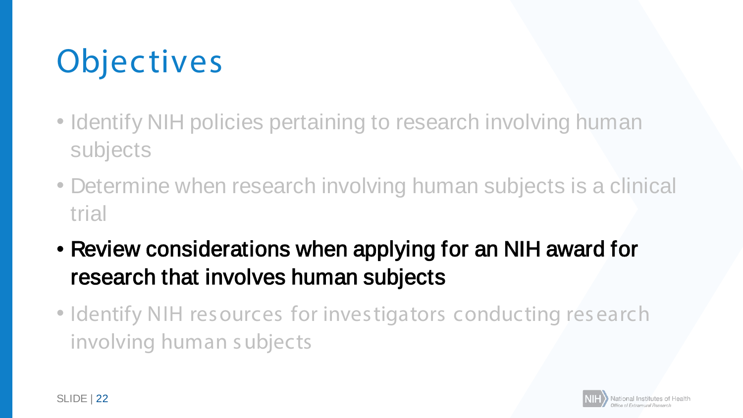# Objectives

- Identify NIH policies pertaining to research involving human subjects
- Determine when research involving human subjects is a clinical trial
- **Review considerations when applying for an NIH award for research that involves human subjects**
- Identify NIH resources for investigators conducting research involving human subjects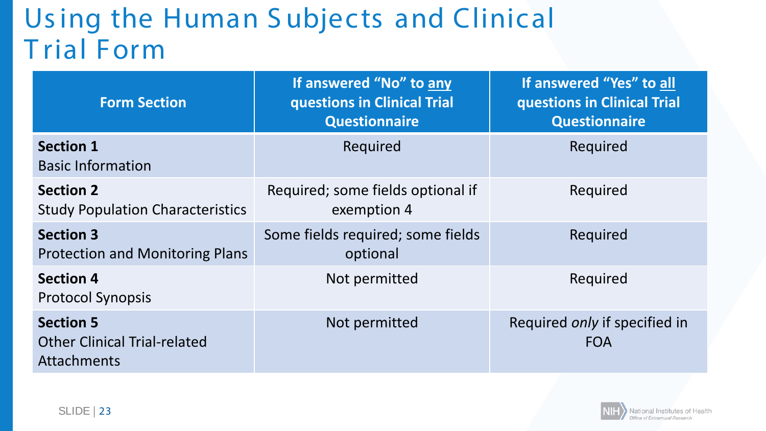# Using the Human Subjects and Clinical Trial Form

| Form Section | If answered "No" to any questions in Clinical Trial Questionnaire | If answered "Yes" to all questions in Clinical Trial Questionnaire |
|---|---|---|
| **Section 1** Basic Information | Required | Required |
| **Section 2** Study Population Characteristics | Required; some fields optional if exemption 4 | Required |
| **Section 3** Protection and Monitoring Plans | Some fields required; some fields optional | Required |
| **Section 4** Protocol Synopsis | Not permitted | Required |
| **Section 5** Other Clinical Trial-related Attachments | Not permitted | Required *only* if specified in FOA |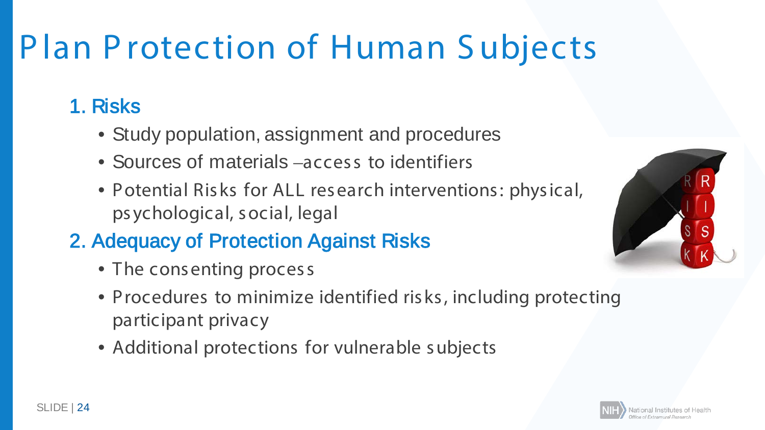# Plan Protection of Human Subjects

## 1. Risks

- Study population, assignment and procedures
- Sources of materials –access to identifiers
- Potential Risks for ALL research interventions: physical, psychological, social, legal

## 2. Adequacy of Protection Against Risks

- The consenting process
- Procedures to minimize identified risks, including protecting participant privacy
- Additional protections for vulnerable subjects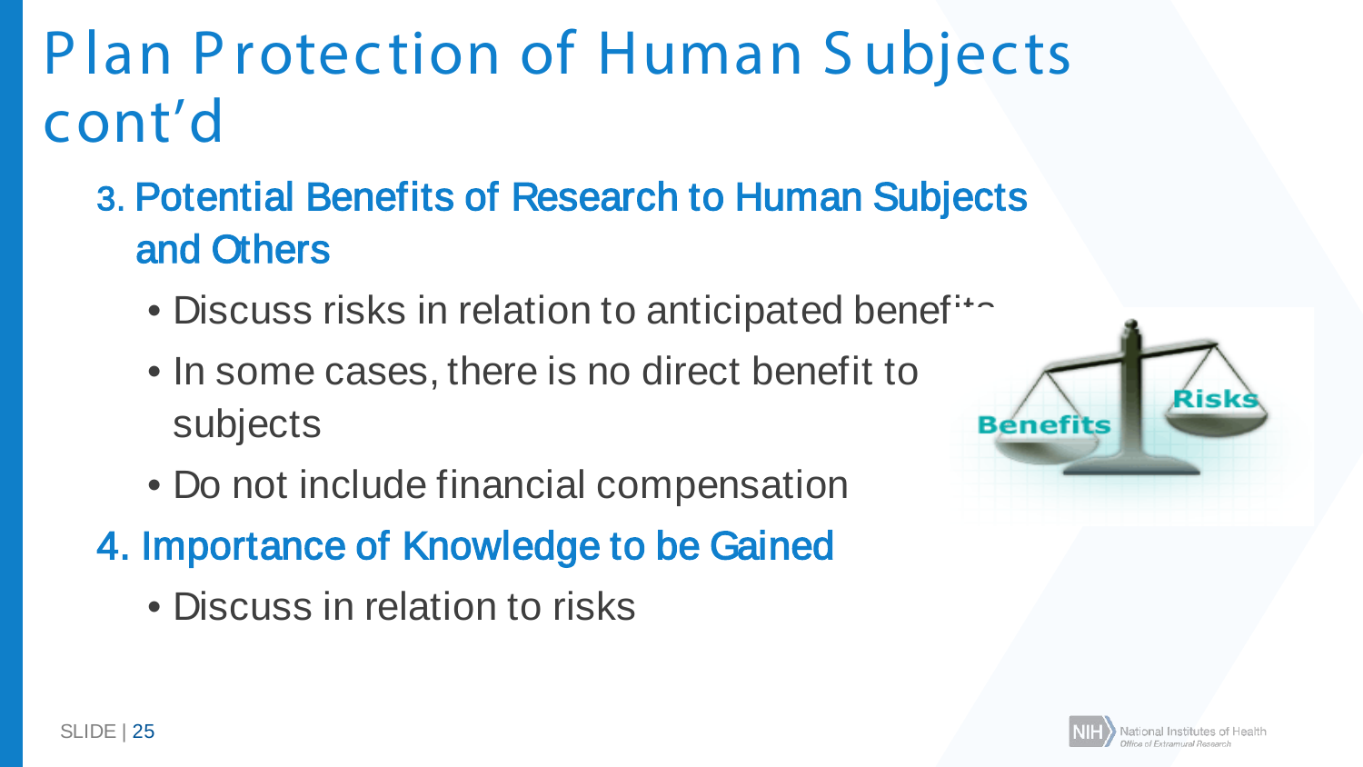# Plan Protection of Human Subjects cont'd

3. Potential Benefits of Research to Human Subjects and Others
   - Discuss risks in relation to anticipated benefits
   - In some cases, there is no direct benefit to subjects
   - Do not include financial compensation
4. Importance of Knowledge to be Gained
   - Discuss in relation to risks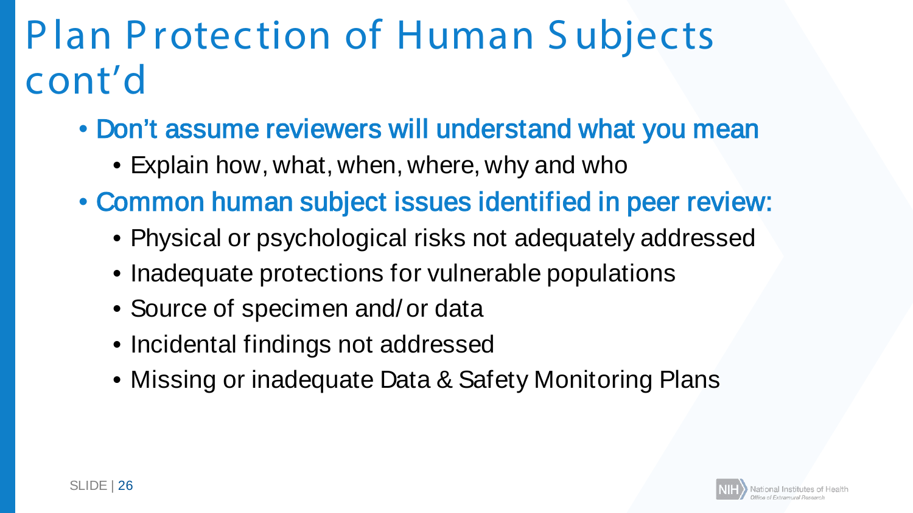# Plan Protection of Human Subjects cont'd

- Don't assume reviewers will understand what you mean
  - Explain how, what, when, where, why and who
- Common human subject issues identified in peer review:
  - Physical or psychological risks not adequately addressed
  - Inadequate protections for vulnerable populations
  - Source of specimen and/or data
  - Incidental findings not addressed
  - Missing or inadequate Data & Safety Monitoring Plans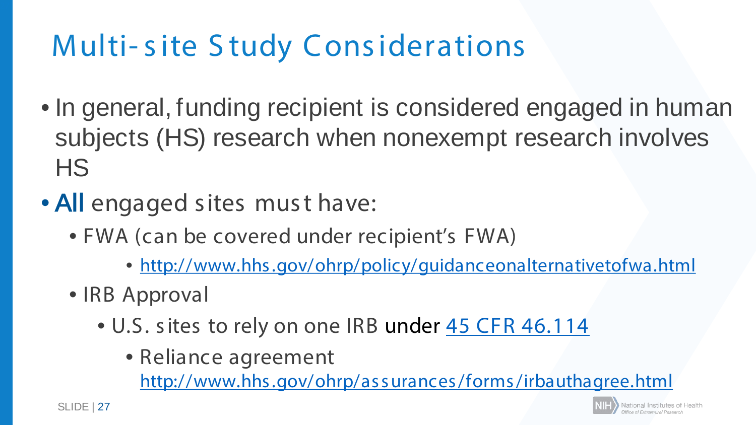# Multi-site Study Considerations

- In general, funding recipient is considered engaged in human subjects (HS) research when nonexempt research involves HS
- **All** engaged sites must have:
  - FWA (can be covered under recipient's FWA)
    - [http://www.hhs.gov/ohrp/policy/guidanceonalternativetofwa.html](http://www.hhs.gov/ohrp/policy/guidanceonalternativetofwa.html)
  - IRB Approval
    - U.S. sites to rely on one IRB under [45 CFR 46.114]()
      - Reliance agreement [http://www.hhs.gov/ohrp/assurances/forms/irbauthagree.html](http://www.hhs.gov/ohrp/assurances/forms/irbauthagree.html)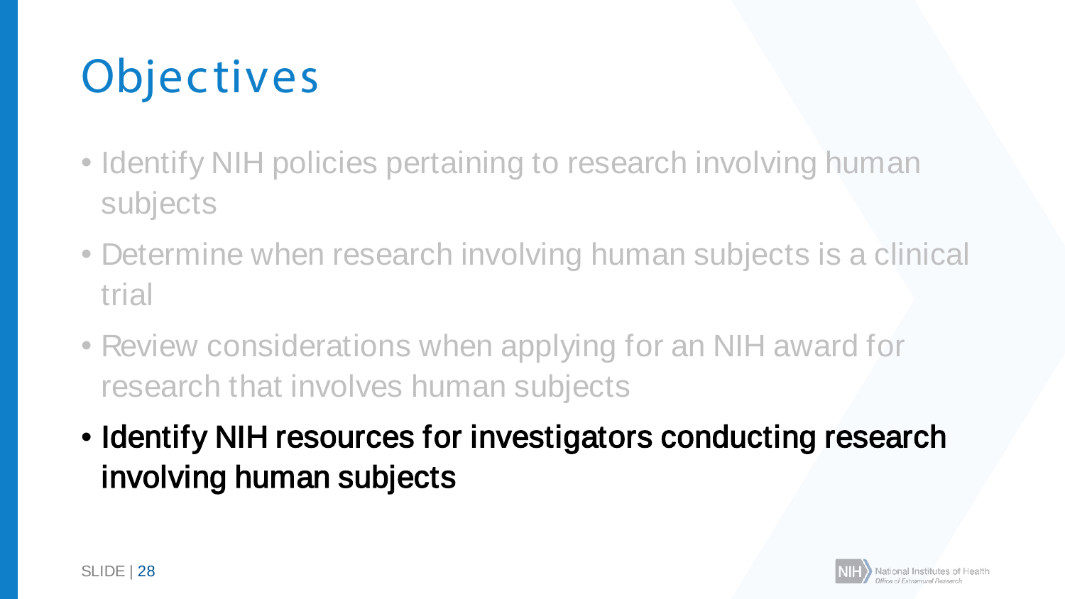# Objectives

- Identify NIH policies pertaining to research involving human subjects
- Determine when research involving human subjects is a clinical trial
- Review considerations when applying for an NIH award for research that involves human subjects
- **Identify NIH resources for investigators conducting research involving human subjects**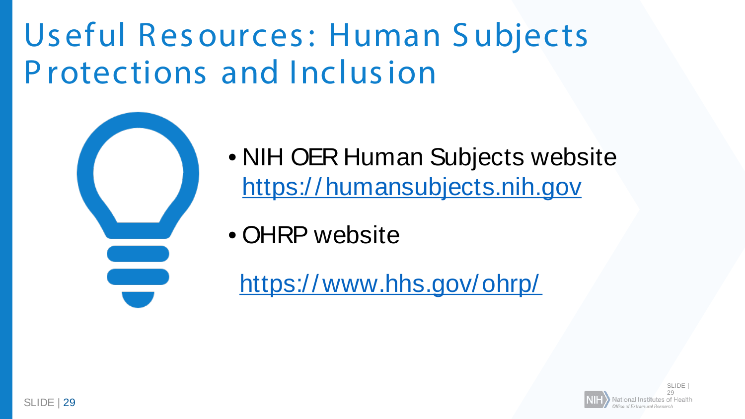# Useful Resources: Human Subjects Protections and Inclusion

- NIH OER Human Subjects website
  https://humansubjects.nih.gov
- OHRP website

  https://www.hhs.gov/ohrp/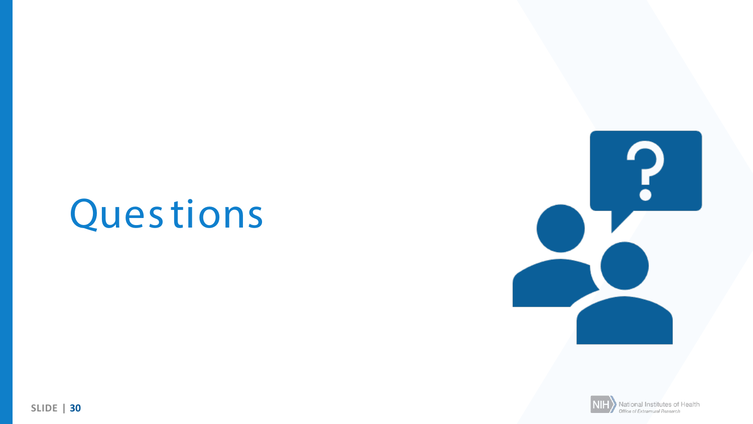# Questions